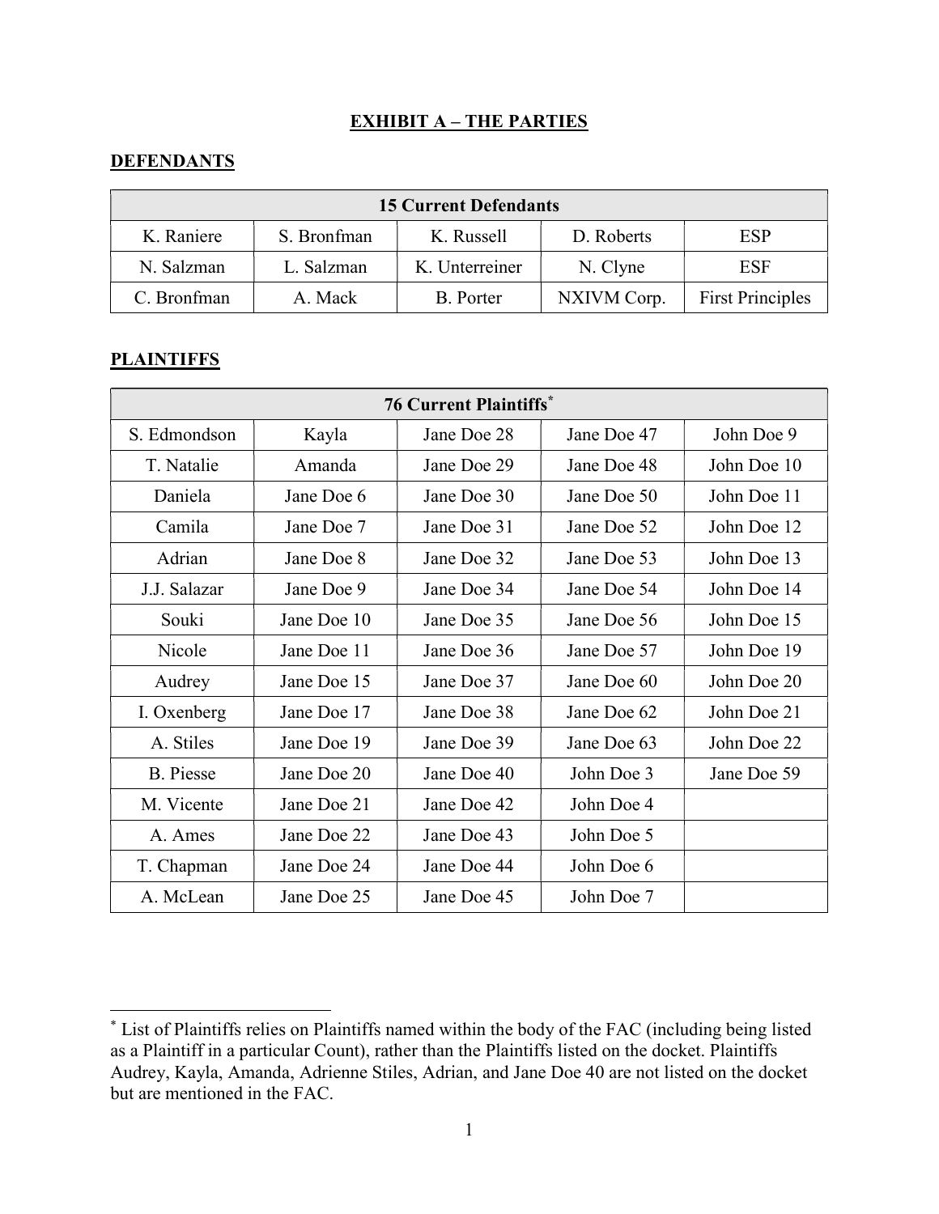## EXHIBIT A – THE PARTIES

### DEFENDANTS

| 15 Current Defendants | | | | |
|---|---|---|---|---|
| K. Raniere | S. Bronfman | K. Russell | D. Roberts | ESP |
| N. Salzman | L. Salzman | K. Unterreiner | N. Clyne | ESF |
| C. Bronfman | A. Mack | B. Porter | NXIVM Corp. | First Principles |

### PLAINTIFFS

| 76 Current Plaintiffs* | | | | |
|---|---|---|---|---|
| S. Edmondson | Kayla | Jane Doe 28 | Jane Doe 47 | John Doe 9 |
| T. Natalie | Amanda | Jane Doe 29 | Jane Doe 48 | John Doe 10 |
| Daniela | Jane Doe 6 | Jane Doe 30 | Jane Doe 50 | John Doe 11 |
| Camila | Jane Doe 7 | Jane Doe 31 | Jane Doe 52 | John Doe 12 |
| Adrian | Jane Doe 8 | Jane Doe 32 | Jane Doe 53 | John Doe 13 |
| J.J. Salazar | Jane Doe 9 | Jane Doe 34 | Jane Doe 54 | John Doe 14 |
| Souki | Jane Doe 10 | Jane Doe 35 | Jane Doe 56 | John Doe 15 |
| Nicole | Jane Doe 11 | Jane Doe 36 | Jane Doe 57 | John Doe 19 |
| Audrey | Jane Doe 15 | Jane Doe 37 | Jane Doe 60 | John Doe 20 |
| I. Oxenberg | Jane Doe 17 | Jane Doe 38 | Jane Doe 62 | John Doe 21 |
| A. Stiles | Jane Doe 19 | Jane Doe 39 | Jane Doe 63 | John Doe 22 |
| B. Piesse | Jane Doe 20 | Jane Doe 40 | John Doe 3 | Jane Doe 59 |
| M. Vicente | Jane Doe 21 | Jane Doe 42 | John Doe 4 | |
| A. Ames | Jane Doe 22 | Jane Doe 43 | John Doe 5 | |
| T. Chapman | Jane Doe 24 | Jane Doe 44 | John Doe 6 | |
| A. McLean | Jane Doe 25 | Jane Doe 45 | John Doe 7 | |

* List of Plaintiffs relies on Plaintiffs named within the body of the FAC (including being listed as a Plaintiff in a particular Count), rather than the Plaintiffs listed on the docket. Plaintiffs Audrey, Kayla, Amanda, Adrienne Stiles, Adrian, and Jane Doe 40 are not listed on the docket but are mentioned in the FAC.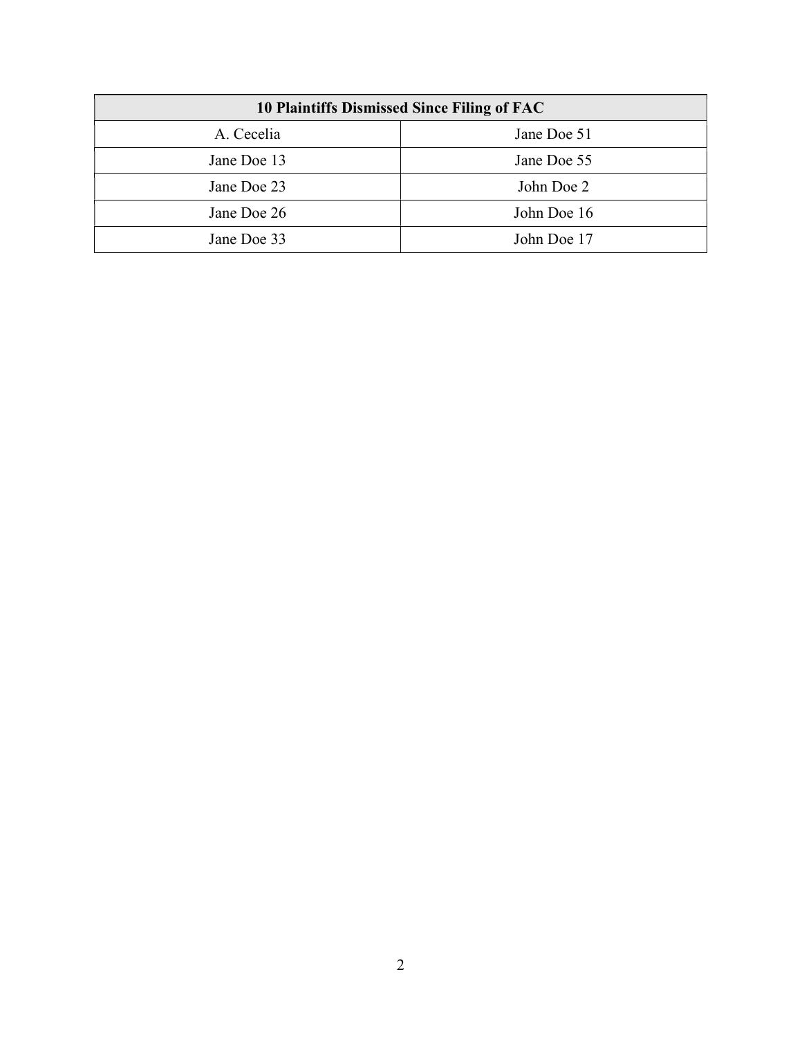| 10 Plaintiffs Dismissed Since Filing of FAC | |
|---|---|
| A. Cecelia | Jane Doe 51 |
| Jane Doe 13 | Jane Doe 55 |
| Jane Doe 23 | John Doe 2 |
| Jane Doe 26 | John Doe 16 |
| Jane Doe 33 | John Doe 17 |